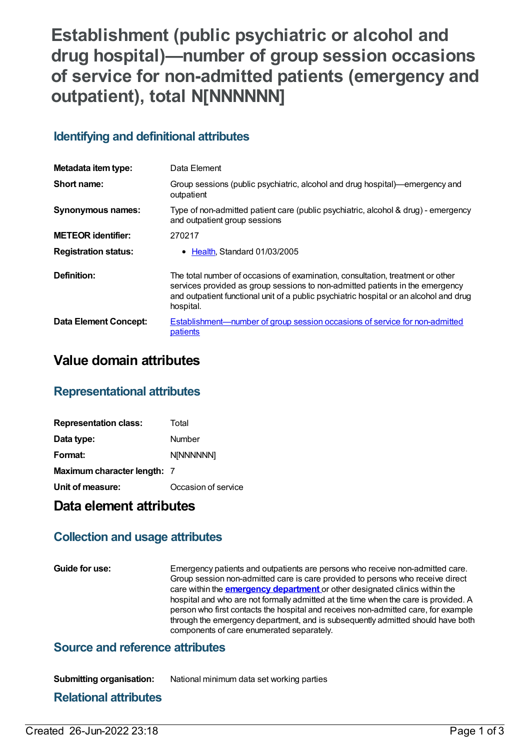# Establishment (public psychiatric or alcohol and drug hospital)—number of group session occasions of service for non-admitted patients (emergency and outpatient), total N[NNNNNN]

## Identifying and definitional attributes

| | |
|---|---|
| **Metadata item type:** | Data Element |
| **Short name:** | Group sessions (public psychiatric, alcohol and drug hospital)—emergency and outpatient |
| **Synonymous names:** | Type of non-admitted patient care (public psychiatric, alcohol & drug) - emergency and outpatient group sessions |
| **METEOR identifier:** | 270217 |
| **Registration status:** | • Health, Standard 01/03/2005 |
| **Definition:** | The total number of occasions of examination, consultation, treatment or other services provided as group sessions to non-admitted patients in the emergency and outpatient functional unit of a public psychiatric hospital or an alcohol and drug hospital. |
| **Data Element Concept:** | Establishment—number of group session occasions of service for non-admitted patients |

# Value domain attributes

## Representational attributes

| | |
|---|---|
| **Representation class:** | Total |
| **Data type:** | Number |
| **Format:** | N[NNNNNN] |
| **Maximum character length:** | 7 |
| **Unit of measure:** | Occasion of service |

# Data element attributes

## Collection and usage attributes

**Guide for use:** Emergency patients and outpatients are persons who receive non-admitted care. Group session non-admitted care is care provided to persons who receive direct care within the **emergency department** or other designated clinics within the hospital and who are not formally admitted at the time when the care is provided. A person who first contacts the hospital and receives non-admitted care, for example through the emergency department, and is subsequently admitted should have both components of care enumerated separately.

## Source and reference attributes

**Submitting organisation:** National minimum data set working parties

## Relational attributes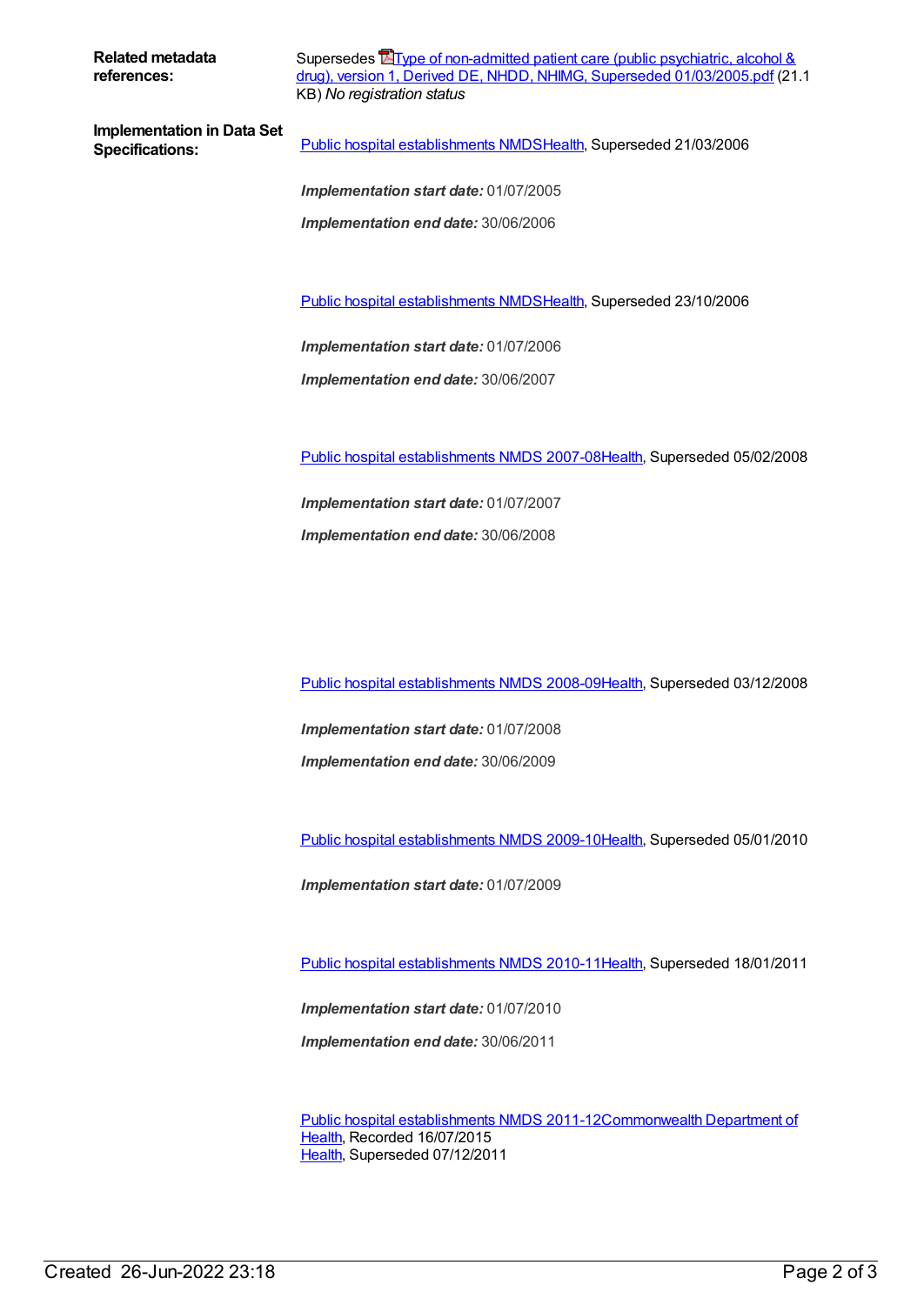**Related metadata references:**

Supersedes Type of non-admitted patient care (public psychiatric, alcohol & drug), version 1, Derived DE, NHDD, NHIMG, Superseded 01/03/2005.pdf (21.1 KB) *No registration status*

**Implementation in Data Set Specifications:**

Public hospital establishments NMDSHealth, Superseded 21/03/2006

***Implementation start date:*** 01/07/2005

***Implementation end date:*** 30/06/2006

Public hospital establishments NMDSHealth, Superseded 23/10/2006

***Implementation start date:*** 01/07/2006

***Implementation end date:*** 30/06/2007

Public hospital establishments NMDS 2007-08Health, Superseded 05/02/2008

***Implementation start date:*** 01/07/2007

***Implementation end date:*** 30/06/2008

Public hospital establishments NMDS 2008-09Health, Superseded 03/12/2008

***Implementation start date:*** 01/07/2008

***Implementation end date:*** 30/06/2009

Public hospital establishments NMDS 2009-10Health, Superseded 05/01/2010

***Implementation start date:*** 01/07/2009

Public hospital establishments NMDS 2010-11Health, Superseded 18/01/2011

***Implementation start date:*** 01/07/2010

***Implementation end date:*** 30/06/2011

Public hospital establishments NMDS 2011-12Commonwealth Department of Health, Recorded 16/07/2015
Health, Superseded 07/12/2011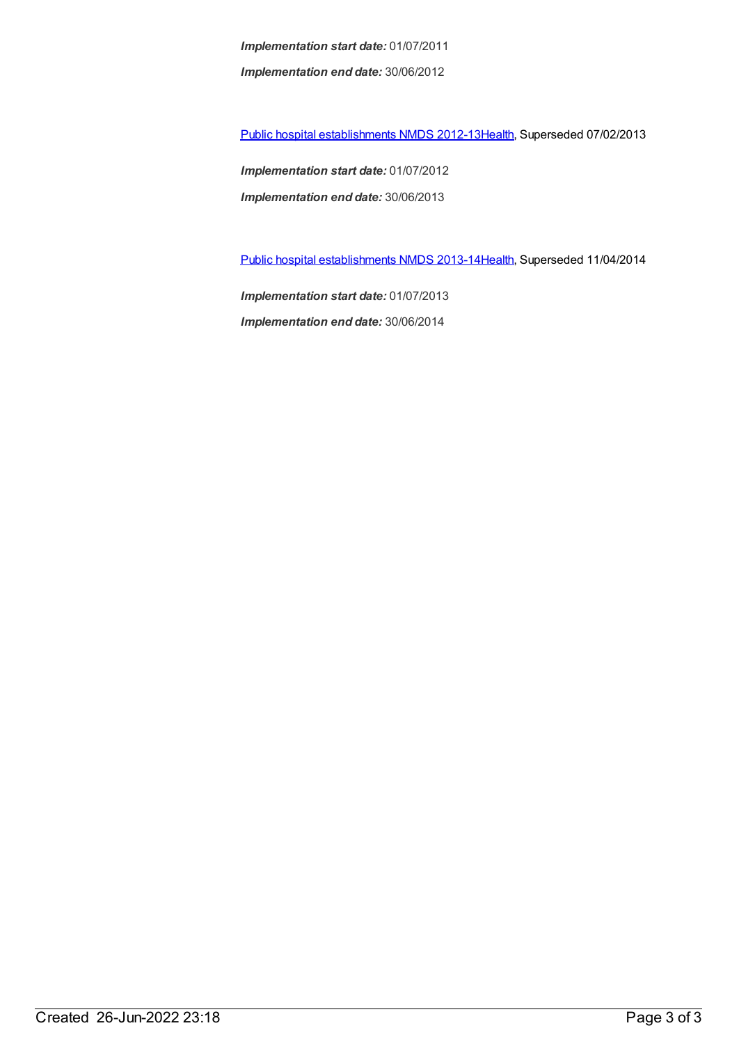***Implementation start date:*** 01/07/2011

***Implementation end date:*** 30/06/2012

Public hospital establishments NMDS 2012-13Health, Superseded 07/02/2013

***Implementation start date:*** 01/07/2012

***Implementation end date:*** 30/06/2013

Public hospital establishments NMDS 2013-14Health, Superseded 11/04/2014

***Implementation start date:*** 01/07/2013

***Implementation end date:*** 30/06/2014